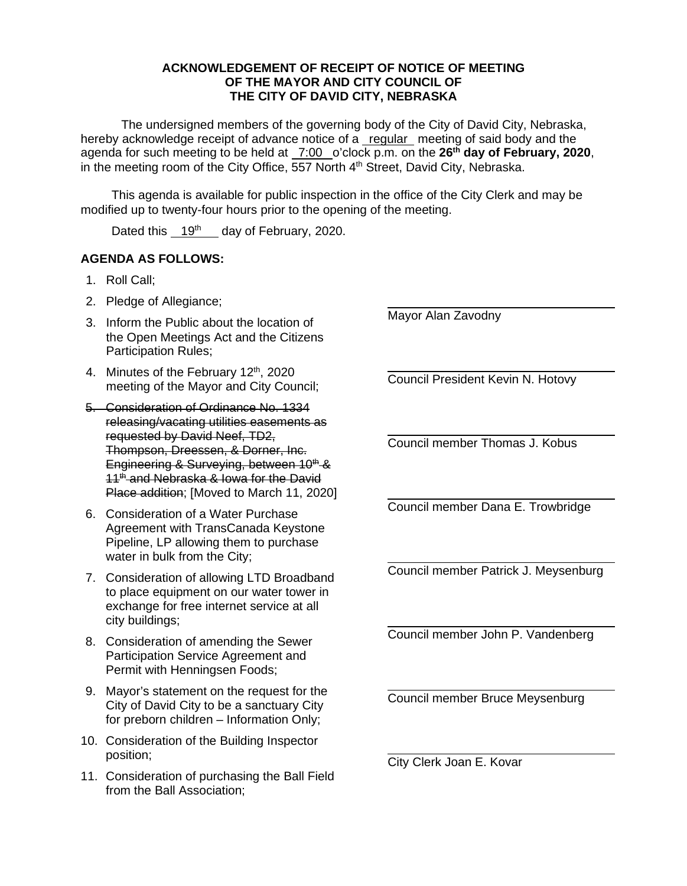**ACKNOWLEDGEMENT OF RECEIPT OF NOTICE OF MEETING OF THE MAYOR AND CITY COUNCIL OF THE CITY OF DAVID CITY, NEBRASKA**

The undersigned members of the governing body of the City of David City, Nebraska, hereby acknowledge receipt of advance notice of a regular meeting of said body and the agenda for such meeting to be held at 7:00 o'clock p.m. on the **26th day of February, 2020**, in the meeting room of the City Office, 557 North 4th Street, David City, Nebraska.

This agenda is available for public inspection in the office of the City Clerk and may be modified up to twenty-four hours prior to the opening of the meeting.

Dated this 19th day of February, 2020.

**AGENDA AS FOLLOWS:**

1. Roll Call;
2. Pledge of Allegiance;
3. Inform the Public about the location of the Open Meetings Act and the Citizens Participation Rules;
4. Minutes of the February 12th, 2020 meeting of the Mayor and City Council;
5. ~~Consideration of Ordinance No. 1334 releasing/vacating utilities easements as requested by David Neef, TD2, Thompson, Dreessen, & Dorner, Inc. Engineering & Surveying, between 10th & 11th and Nebraska & Iowa for the David Place addition~~; [Moved to March 11, 2020]
6. Consideration of a Water Purchase Agreement with TransCanada Keystone Pipeline, LP allowing them to purchase water in bulk from the City;
7. Consideration of allowing LTD Broadband to place equipment on our water tower in exchange for free internet service at all city buildings;
8. Consideration of amending the Sewer Participation Service Agreement and Permit with Henningsen Foods;
9. Mayor's statement on the request for the City of David City to be a sanctuary City for preborn children – Information Only;
10. Consideration of the Building Inspector position;
11. Consideration of purchasing the Ball Field from the Ball Association;

\_\_\_\_\_\_\_\_\_\_\_\_\_\_\_\_\_\_\_\_\_\_\_\_\_\_\_\_\_\_
Mayor Alan Zavodny

\_\_\_\_\_\_\_\_\_\_\_\_\_\_\_\_\_\_\_\_\_\_\_\_\_\_\_\_\_\_
Council President Kevin N. Hotovy

\_\_\_\_\_\_\_\_\_\_\_\_\_\_\_\_\_\_\_\_\_\_\_\_\_\_\_\_\_\_
Council member Thomas J. Kobus

\_\_\_\_\_\_\_\_\_\_\_\_\_\_\_\_\_\_\_\_\_\_\_\_\_\_\_\_\_\_
Council member Dana E. Trowbridge

\_\_\_\_\_\_\_\_\_\_\_\_\_\_\_\_\_\_\_\_\_\_\_\_\_\_\_\_\_\_
Council member Patrick J. Meysenburg

\_\_\_\_\_\_\_\_\_\_\_\_\_\_\_\_\_\_\_\_\_\_\_\_\_\_\_\_\_\_
Council member John P. Vandenberg

\_\_\_\_\_\_\_\_\_\_\_\_\_\_\_\_\_\_\_\_\_\_\_\_\_\_\_\_\_\_
Council member Bruce Meysenburg

\_\_\_\_\_\_\_\_\_\_\_\_\_\_\_\_\_\_\_\_\_\_\_\_\_\_\_\_\_\_
City Clerk Joan E. Kovar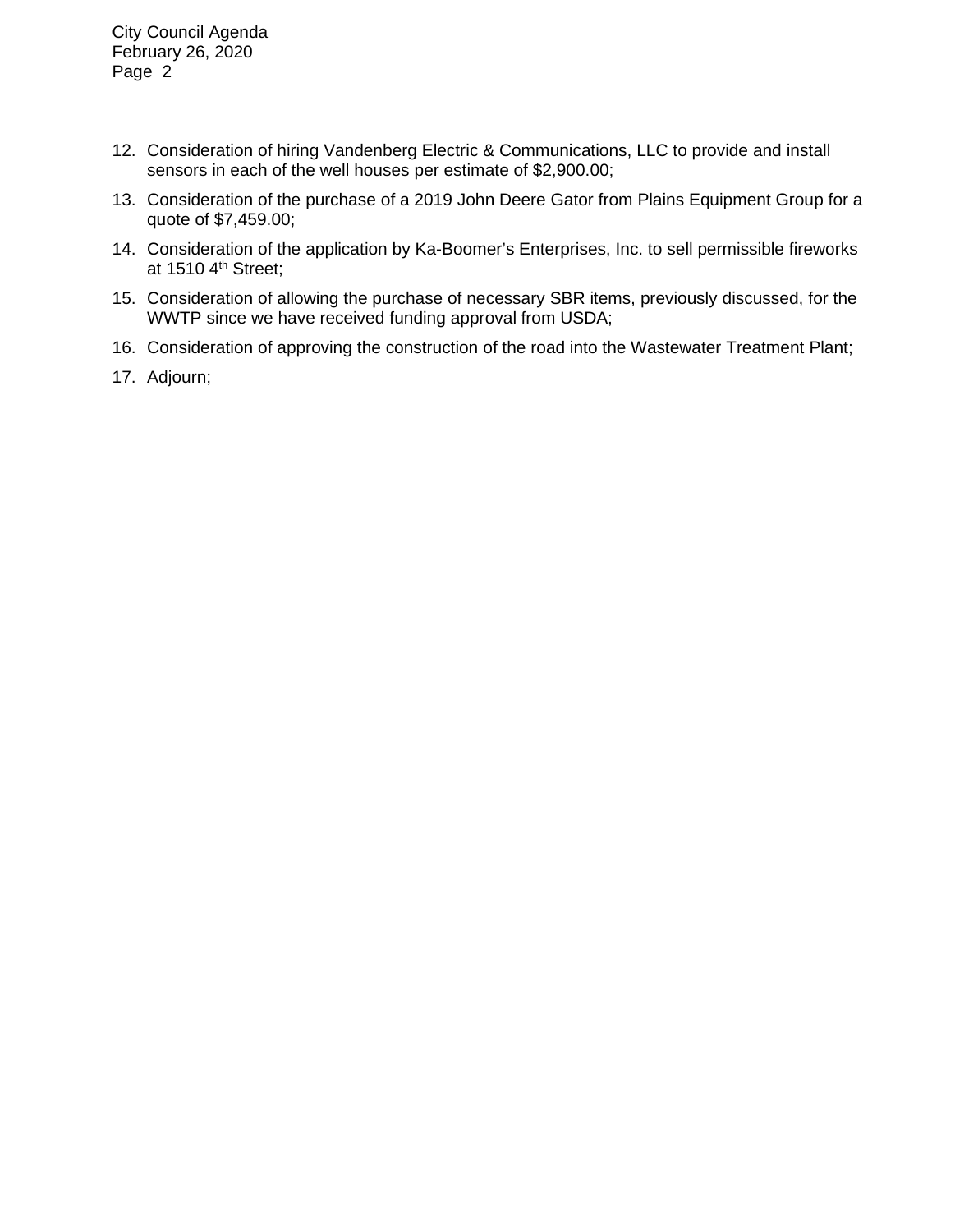12. Consideration of hiring Vandenberg Electric & Communications, LLC to provide and install sensors in each of the well houses per estimate of $2,900.00;
13. Consideration of the purchase of a 2019 John Deere Gator from Plains Equipment Group for a quote of $7,459.00;
14. Consideration of the application by Ka-Boomer's Enterprises, Inc. to sell permissible fireworks at 1510 4th Street;
15. Consideration of allowing the purchase of necessary SBR items, previously discussed, for the WWTP since we have received funding approval from USDA;
16. Consideration of approving the construction of the road into the Wastewater Treatment Plant;
17. Adjourn;